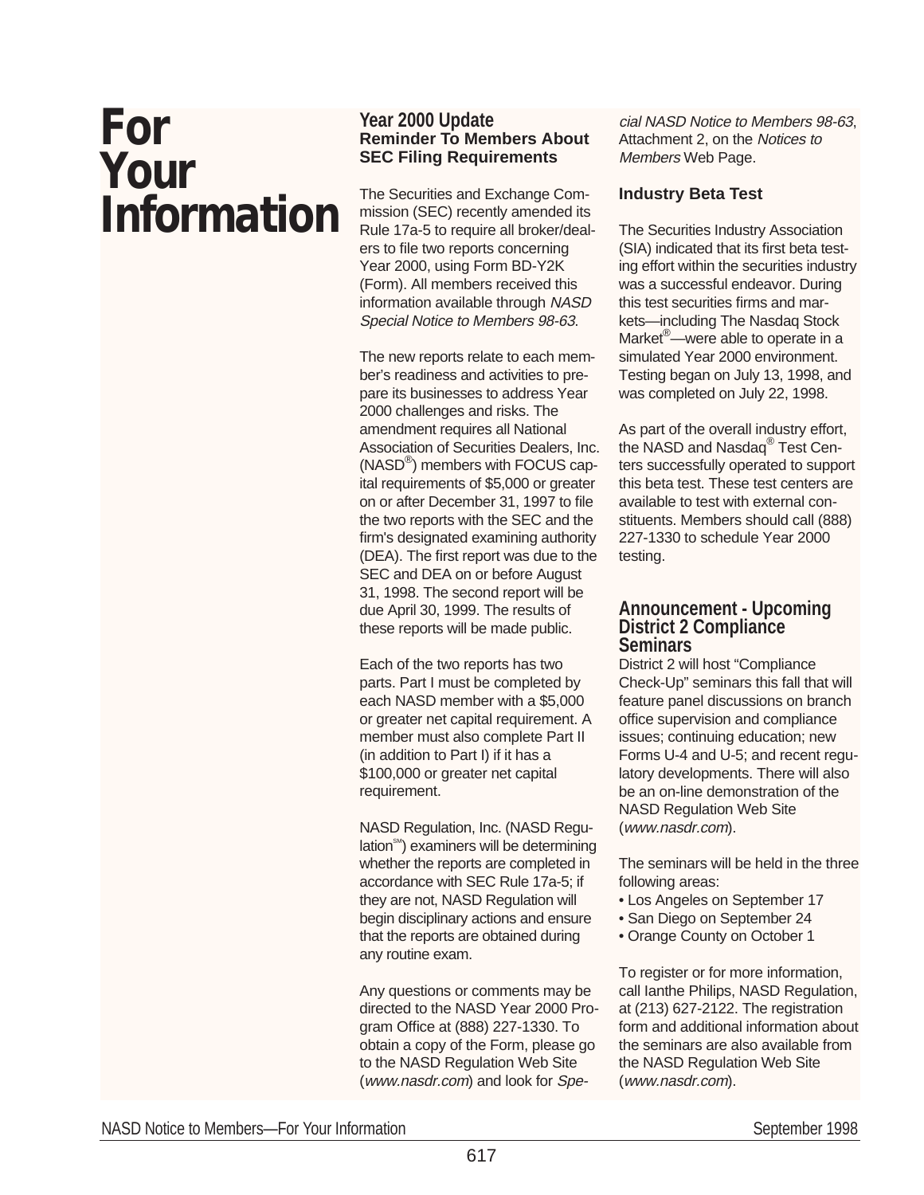# For Your Information

## Year 2000 Update

### Reminder To Members About SEC Filing Requirements

The Securities and Exchange Commission (SEC) recently amended its Rule 17a-5 to require all broker/dealers to file two reports concerning Year 2000, using Form BD-Y2K (Form). All members received this information available through *NASD Special Notice to Members 98-63*.

The new reports relate to each member's readiness and activities to prepare its businesses to address Year 2000 challenges and risks. The amendment requires all National Association of Securities Dealers, Inc. (NASD®) members with FOCUS capital requirements of $5,000 or greater on or after December 31, 1997 to file the two reports with the SEC and the firm's designated examining authority (DEA). The first report was due to the SEC and DEA on or before August 31, 1998. The second report will be due April 30, 1999. The results of these reports will be made public.

Each of the two reports has two parts. Part I must be completed by each NASD member with a $5,000 or greater net capital requirement. A member must also complete Part II (in addition to Part I) if it has a $100,000 or greater net capital requirement.

NASD Regulation, Inc. (NASD Regulation℠) examiners will be determining whether the reports are completed in accordance with SEC Rule 17a-5; if they are not, NASD Regulation will begin disciplinary actions and ensure that the reports are obtained during any routine exam.

Any questions or comments may be directed to the NASD Year 2000 Program Office at (888) 227-1330. To obtain a copy of the Form, please go to the NASD Regulation Web Site (*www.nasdr.com*) and look for *Special NASD Notice to Members 98-63*, Attachment 2, on the *Notices to Members* Web Page.

### Industry Beta Test

The Securities Industry Association (SIA) indicated that its first beta testing effort within the securities industry was a successful endeavor. During this test securities firms and markets—including The Nasdaq Stock Market®—were able to operate in a simulated Year 2000 environment. Testing began on July 13, 1998, and was completed on July 22, 1998.

As part of the overall industry effort, the NASD and Nasdaq® Test Centers successfully operated to support this beta test. These test centers are available to test with external constituents. Members should call (888) 227-1330 to schedule Year 2000 testing.

## Announcement - Upcoming District 2 Compliance Seminars

District 2 will host "Compliance Check-Up" seminars this fall that will feature panel discussions on branch office supervision and compliance issues; continuing education; new Forms U-4 and U-5; and recent regulatory developments. There will also be an on-line demonstration of the NASD Regulation Web Site (*www.nasdr.com*).

The seminars will be held in the three following areas:

- Los Angeles on September 17
- San Diego on September 24
- Orange County on October 1

To register or for more information, call Ianthe Philips, NASD Regulation, at (213) 627-2122. The registration form and additional information about the seminars are also available from the NASD Regulation Web Site (*www.nasdr.com*).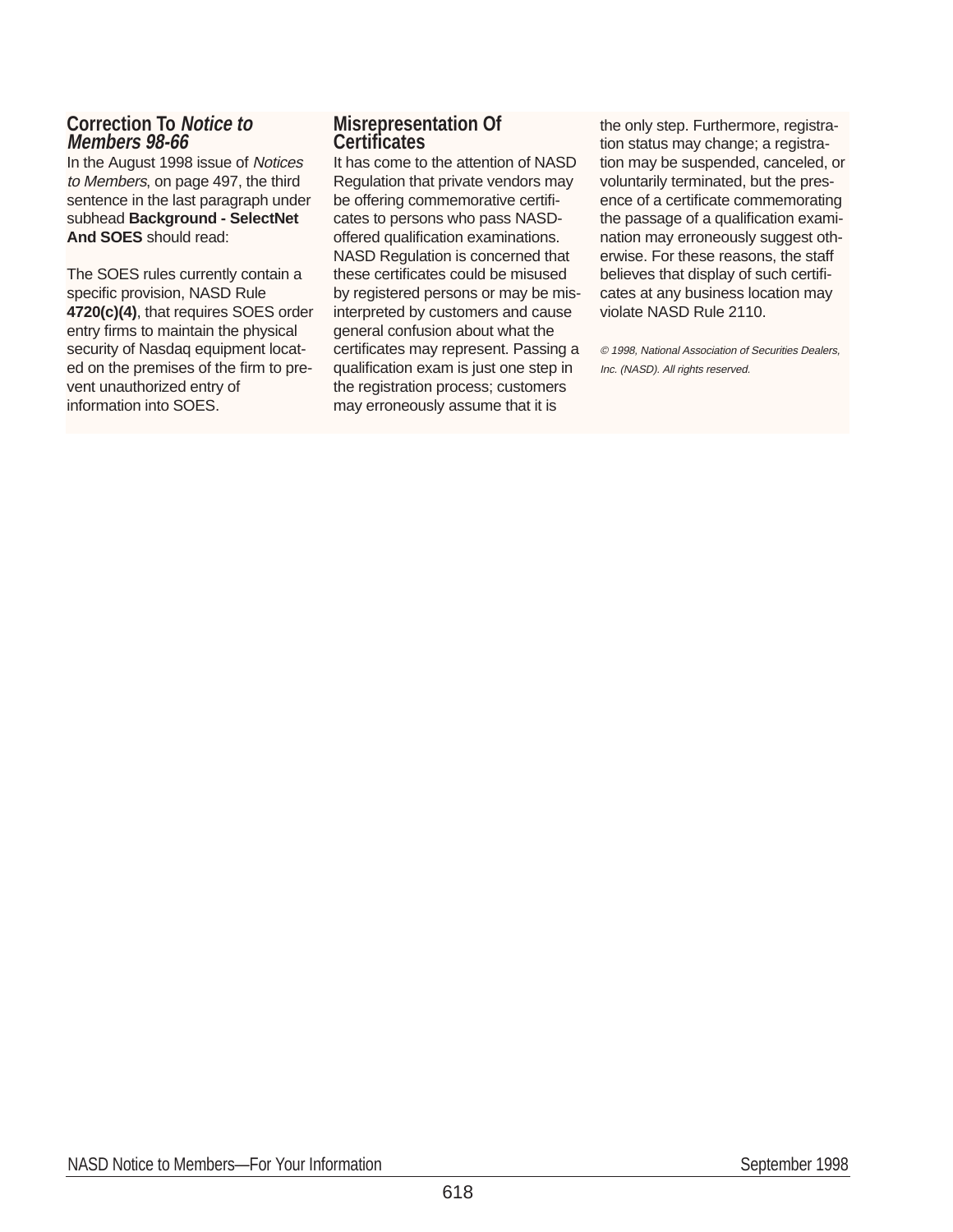## Correction To *Notice to Members 98-66*

In the August 1998 issue of *Notices to Members*, on page 497, the third sentence in the last paragraph under subhead **Background - SelectNet And SOES** should read:

The SOES rules currently contain a specific provision, NASD Rule **4720(c)(4)**, that requires SOES order entry firms to maintain the physical security of Nasdaq equipment located on the premises of the firm to prevent unauthorized entry of information into SOES.

## Misrepresentation Of Certificates

It has come to the attention of NASD Regulation that private vendors may be offering commemorative certificates to persons who pass NASD-offered qualification examinations. NASD Regulation is concerned that these certificates could be misused by registered persons or may be misinterpreted by customers and cause general confusion about what the certificates may represent. Passing a qualification exam is just one step in the registration process; customers may erroneously assume that it is the only step. Furthermore, registration status may change; a registration may be suspended, canceled, or voluntarily terminated, but the presence of a certificate commemorating the passage of a qualification examination may erroneously suggest otherwise. For these reasons, the staff believes that display of such certificates at any business location may violate NASD Rule 2110.

*© 1998, National Association of Securities Dealers, Inc. (NASD). All rights reserved.*